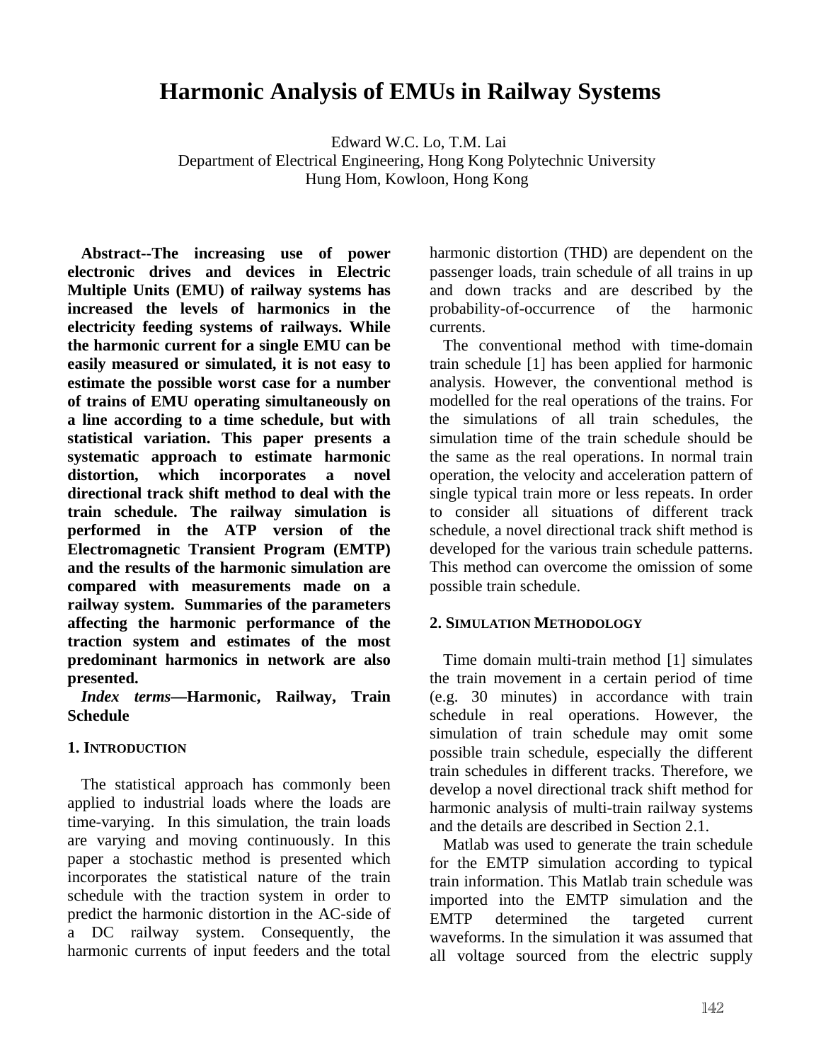# Harmonic Analysis of EMUs in Railway Systems

Edward W.C. Lo, T.M. Lai
Department of Electrical Engineering, Hong Kong Polytechnic University
Hung Hom, Kowloon, Hong Kong

**Abstract--The increasing use of power electronic drives and devices in Electric Multiple Units (EMU) of railway systems has increased the levels of harmonics in the electricity feeding systems of railways. While the harmonic current for a single EMU can be easily measured or simulated, it is not easy to estimate the possible worst case for a number of trains of EMU operating simultaneously on a line according to a time schedule, but with statistical variation. This paper presents a systematic approach to estimate harmonic distortion, which incorporates a novel directional track shift method to deal with the train schedule. The railway simulation is performed in the ATP version of the Electromagnetic Transient Program (EMTP) and the results of the harmonic simulation are compared with measurements made on a railway system. Summaries of the parameters affecting the harmonic performance of the traction system and estimates of the most predominant harmonics in network are also presented.**

***Index terms*—Harmonic, Railway, Train Schedule**

## 1. Introduction

The statistical approach has commonly been applied to industrial loads where the loads are time-varying. In this simulation, the train loads are varying and moving continuously. In this paper a stochastic method is presented which incorporates the statistical nature of the train schedule with the traction system in order to predict the harmonic distortion in the AC-side of a DC railway system. Consequently, the harmonic currents of input feeders and the total harmonic distortion (THD) are dependent on the passenger loads, train schedule of all trains in up and down tracks and are described by the probability-of-occurrence of the harmonic currents.

The conventional method with time-domain train schedule [1] has been applied for harmonic analysis. However, the conventional method is modelled for the real operations of the trains. For the simulations of all train schedules, the simulation time of the train schedule should be the same as the real operations. In normal train operation, the velocity and acceleration pattern of single typical train more or less repeats. In order to consider all situations of different track schedule, a novel directional track shift method is developed for the various train schedule patterns. This method can overcome the omission of some possible train schedule.

## 2. Simulation Methodology

Time domain multi-train method [1] simulates the train movement in a certain period of time (e.g. 30 minutes) in accordance with train schedule in real operations. However, the simulation of train schedule may omit some possible train schedule, especially the different train schedules in different tracks. Therefore, we develop a novel directional track shift method for harmonic analysis of multi-train railway systems and the details are described in Section 2.1.

Matlab was used to generate the train schedule for the EMTP simulation according to typical train information. This Matlab train schedule was imported into the EMTP simulation and the EMTP determined the targeted current waveforms. In the simulation it was assumed that all voltage sourced from the electric supply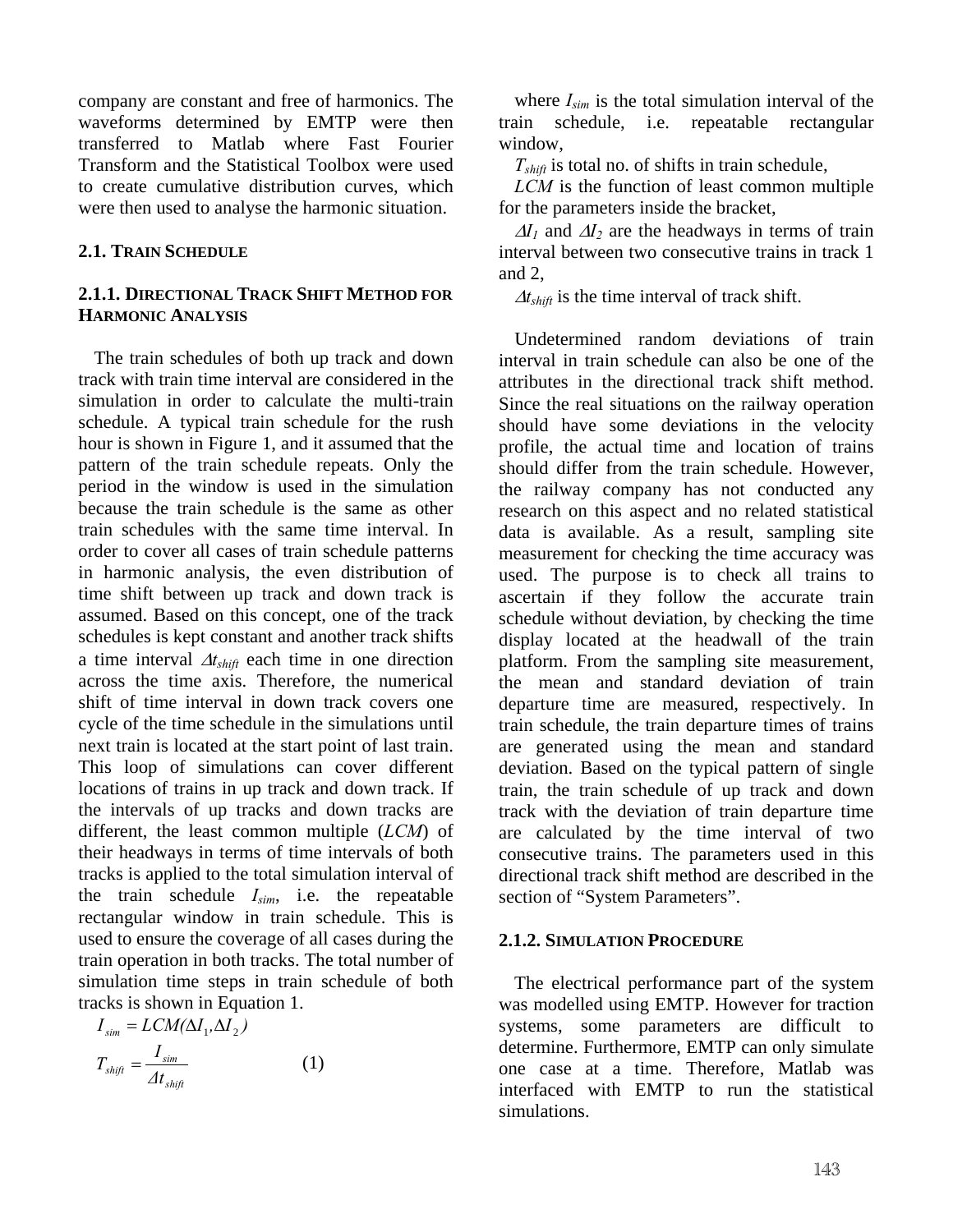company are constant and free of harmonics. The waveforms determined by EMTP were then transferred to Matlab where Fast Fourier Transform and the Statistical Toolbox were used to create cumulative distribution curves, which were then used to analyse the harmonic situation.

### 2.1. Train Schedule

#### 2.1.1. Directional Track Shift Method for Harmonic Analysis

The train schedules of both up track and down track with train time interval are considered in the simulation in order to calculate the multi-train schedule. A typical train schedule for the rush hour is shown in Figure 1, and it assumed that the pattern of the train schedule repeats. Only the period in the window is used in the simulation because the train schedule is the same as other train schedules with the same time interval. In order to cover all cases of train schedule patterns in harmonic analysis, the even distribution of time shift between up track and down track is assumed. Based on this concept, one of the track schedules is kept constant and another track shifts a time interval $\Delta t_{shift}$ each time in one direction across the time axis. Therefore, the numerical shift of time interval in down track covers one cycle of the time schedule in the simulations until next train is located at the start point of last train. This loop of simulations can cover different locations of trains in up track and down track. If the intervals of up tracks and down tracks are different, the least common multiple (*LCM*) of their headways in terms of time intervals of both tracks is applied to the total simulation interval of the train schedule $I_{sim}$, i.e. the repeatable rectangular window in train schedule. This is used to ensure the coverage of all cases during the train operation in both tracks. The total number of simulation time steps in train schedule of both tracks is shown in Equation 1.

$$I_{sim} = LCM(\Delta I_1, \Delta I_2)$$
$$T_{shift} = \frac{I_{sim}}{\Delta t_{shift}} \qquad (1)$$

where $I_{sim}$ is the total simulation interval of the train schedule, i.e. repeatable rectangular window,

$T_{shift}$ is total no. of shifts in train schedule,

*LCM* is the function of least common multiple for the parameters inside the bracket,

$\Delta I_1$ and $\Delta I_2$ are the headways in terms of train interval between two consecutive trains in track 1 and 2,

$\Delta t_{shift}$ is the time interval of track shift.

Undetermined random deviations of train interval in train schedule can also be one of the attributes in the directional track shift method. Since the real situations on the railway operation should have some deviations in the velocity profile, the actual time and location of trains should differ from the train schedule. However, the railway company has not conducted any research on this aspect and no related statistical data is available. As a result, sampling site measurement for checking the time accuracy was used. The purpose is to check all trains to ascertain if they follow the accurate train schedule without deviation, by checking the time display located at the headwall of the train platform. From the sampling site measurement, the mean and standard deviation of train departure time are measured, respectively. In train schedule, the train departure times of trains are generated using the mean and standard deviation. Based on the typical pattern of single train, the train schedule of up track and down track with the deviation of train departure time are calculated by the time interval of two consecutive trains. The parameters used in this directional track shift method are described in the section of "System Parameters".

#### 2.1.2. Simulation Procedure

The electrical performance part of the system was modelled using EMTP. However for traction systems, some parameters are difficult to determine. Furthermore, EMTP can only simulate one case at a time. Therefore, Matlab was interfaced with EMTP to run the statistical simulations.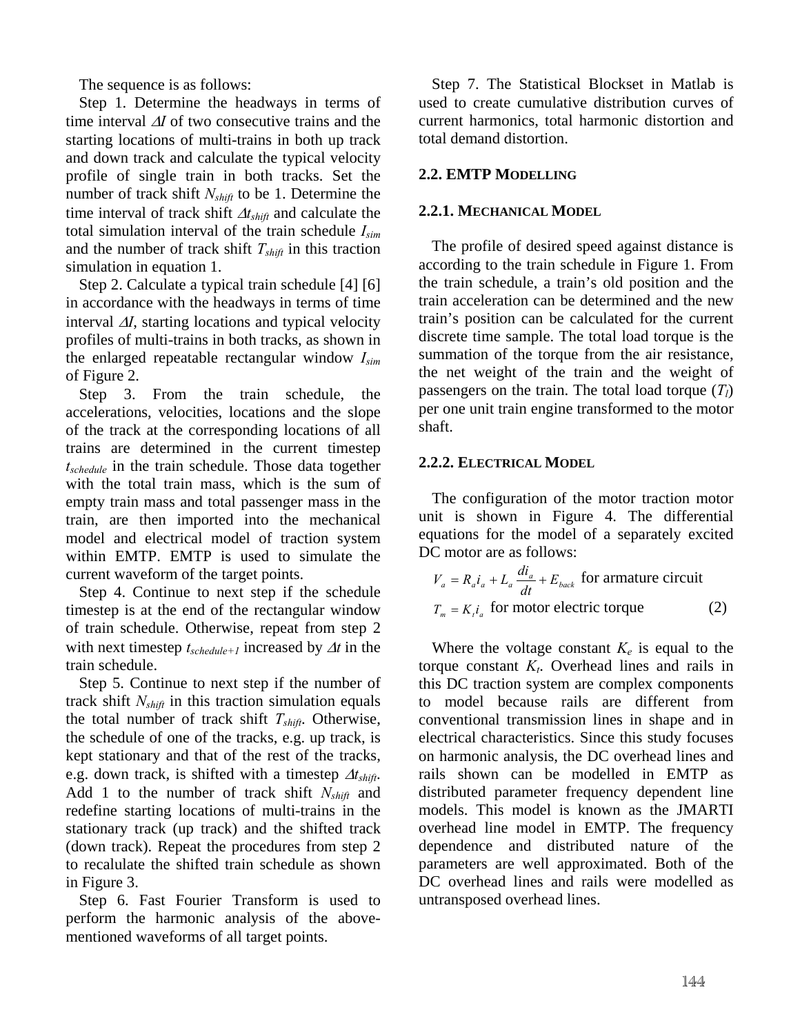The sequence is as follows:

Step 1. Determine the headways in terms of time interval $\Delta I$ of two consecutive trains and the starting locations of multi-trains in both up track and down track and calculate the typical velocity profile of single train in both tracks. Set the number of track shift $N_{shift}$ to be 1. Determine the time interval of track shift $\Delta t_{shift}$ and calculate the total simulation interval of the train schedule $I_{sim}$ and the number of track shift $T_{shift}$ in this traction simulation in equation 1.

Step 2. Calculate a typical train schedule [4] [6] in accordance with the headways in terms of time interval $\Delta I$, starting locations and typical velocity profiles of multi-trains in both tracks, as shown in the enlarged repeatable rectangular window $I_{sim}$ of Figure 2.

Step 3. From the train schedule, the accelerations, velocities, locations and the slope of the track at the corresponding locations of all trains are determined in the current timestep $t_{schedule}$ in the train schedule. Those data together with the total train mass, which is the sum of empty train mass and total passenger mass in the train, are then imported into the mechanical model and electrical model of traction system within EMTP. EMTP is used to simulate the current waveform of the target points.

Step 4. Continue to next step if the schedule timestep is at the end of the rectangular window of train schedule. Otherwise, repeat from step 2 with next timestep $t_{schedule+1}$ increased by $\Delta t$ in the train schedule.

Step 5. Continue to next step if the number of track shift $N_{shift}$ in this traction simulation equals the total number of track shift $T_{shift}$. Otherwise, the schedule of one of the tracks, e.g. up track, is kept stationary and that of the rest of the tracks, e.g. down track, is shifted with a timestep $\Delta t_{shift}$. Add 1 to the number of track shift $N_{shift}$ and redefine starting locations of multi-trains in the stationary track (up track) and the shifted track (down track). Repeat the procedures from step 2 to recalulate the shifted train schedule as shown in Figure 3.

Step 6. Fast Fourier Transform is used to perform the harmonic analysis of the above-mentioned waveforms of all target points.

Step 7. The Statistical Blockset in Matlab is used to create cumulative distribution curves of current harmonics, total harmonic distortion and total demand distortion.

## 2.2. EMTP MODELLING

### 2.2.1. MECHANICAL MODEL

The profile of desired speed against distance is according to the train schedule in Figure 1. From the train schedule, a train's old position and the train acceleration can be determined and the new train's position can be calculated for the current discrete time sample. The total load torque is the summation of the torque from the air resistance, the net weight of the train and the weight of passengers on the train. The total load torque ($T_l$) per one unit train engine transformed to the motor shaft.

### 2.2.2. ELECTRICAL MODEL

The configuration of the motor traction motor unit is shown in Figure 4. The differential equations for the model of a separately excited DC motor are as follows:

$$V_a = R_a i_a + L_a \frac{di_a}{dt} + E_{back} \quad \text{for armature circuit}$$

$$T_m = K_t i_a \quad \text{for motor electric torque} \qquad (2)$$

Where the voltage constant $K_e$ is equal to the torque constant $K_t$. Overhead lines and rails in this DC traction system are complex components to model because rails are different from conventional transmission lines in shape and in electrical characteristics. Since this study focuses on harmonic analysis, the DC overhead lines and rails shown can be modelled in EMTP as distributed parameter frequency dependent line models. This model is known as the JMARTI overhead line model in EMTP. The frequency dependence and distributed nature of the parameters are well approximated. Both of the DC overhead lines and rails were modelled as untransposed overhead lines.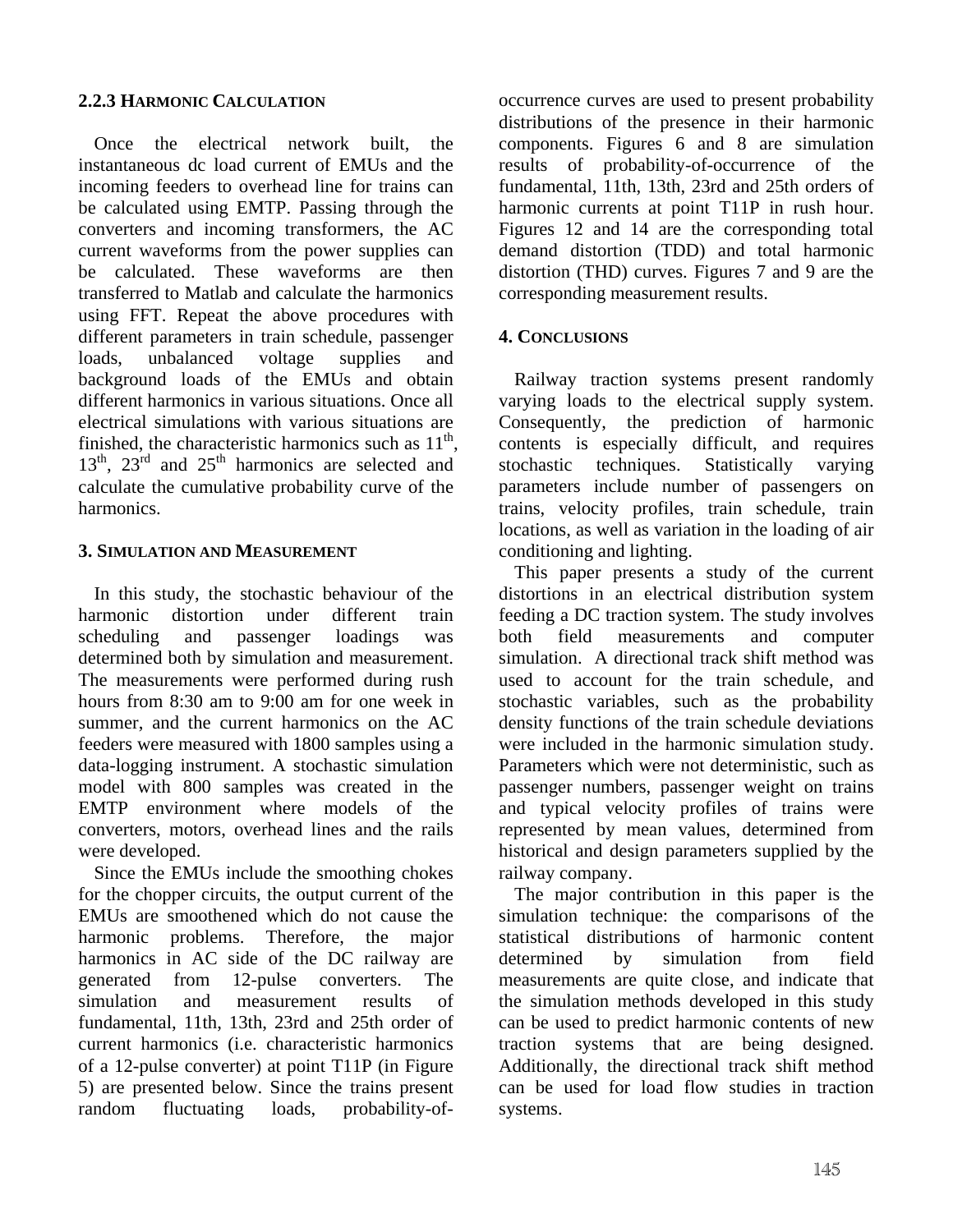### 2.2.3 Harmonic Calculation

Once the electrical network built, the instantaneous dc load current of EMUs and the incoming feeders to overhead line for trains can be calculated using EMTP. Passing through the converters and incoming transformers, the AC current waveforms from the power supplies can be calculated. These waveforms are then transferred to Matlab and calculate the harmonics using FFT. Repeat the above procedures with different parameters in train schedule, passenger loads, unbalanced voltage supplies and background loads of the EMUs and obtain different harmonics in various situations. Once all electrical simulations with various situations are finished, the characteristic harmonics such as $11^{th}$, $13^{th}$, $23^{rd}$ and $25^{th}$ harmonics are selected and calculate the cumulative probability curve of the harmonics.

## 3. Simulation and Measurement

In this study, the stochastic behaviour of the harmonic distortion under different train scheduling and passenger loadings was determined both by simulation and measurement. The measurements were performed during rush hours from 8:30 am to 9:00 am for one week in summer, and the current harmonics on the AC feeders were measured with 1800 samples using a data-logging instrument. A stochastic simulation model with 800 samples was created in the EMTP environment where models of the converters, motors, overhead lines and the rails were developed.

Since the EMUs include the smoothing chokes for the chopper circuits, the output current of the EMUs are smoothened which do not cause the harmonic problems. Therefore, the major harmonics in AC side of the DC railway are generated from 12-pulse converters. The simulation and measurement results of fundamental, 11th, 13th, 23rd and 25th order of current harmonics (i.e. characteristic harmonics of a 12-pulse converter) at point T11P (in Figure 5) are presented below. Since the trains present random fluctuating loads, probability-of-occurrence curves are used to present probability distributions of the presence in their harmonic components. Figures 6 and 8 are simulation results of probability-of-occurrence of the fundamental, 11th, 13th, 23rd and 25th orders of harmonic currents at point T11P in rush hour. Figures 12 and 14 are the corresponding total demand distortion (TDD) and total harmonic distortion (THD) curves. Figures 7 and 9 are the corresponding measurement results.

## 4. Conclusions

Railway traction systems present randomly varying loads to the electrical supply system. Consequently, the prediction of harmonic contents is especially difficult, and requires stochastic techniques. Statistically varying parameters include number of passengers on trains, velocity profiles, train schedule, train locations, as well as variation in the loading of air conditioning and lighting.

This paper presents a study of the current distortions in an electrical distribution system feeding a DC traction system. The study involves both field measurements and computer simulation. A directional track shift method was used to account for the train schedule, and stochastic variables, such as the probability density functions of the train schedule deviations were included in the harmonic simulation study. Parameters which were not deterministic, such as passenger numbers, passenger weight on trains and typical velocity profiles of trains were represented by mean values, determined from historical and design parameters supplied by the railway company.

The major contribution in this paper is the simulation technique: the comparisons of the statistical distributions of harmonic content determined by simulation from field measurements are quite close, and indicate that the simulation methods developed in this study can be used to predict harmonic contents of new traction systems that are being designed. Additionally, the directional track shift method can be used for load flow studies in traction systems.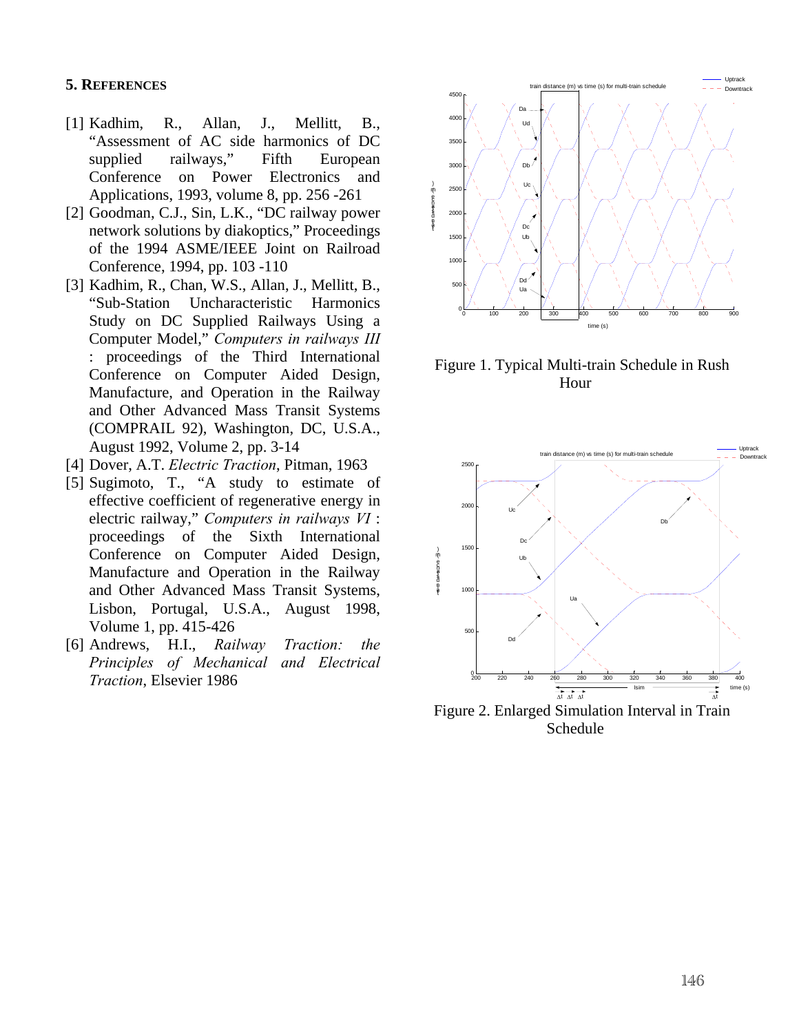## 5. REFERENCES

[1] Kadhim, R., Allan, J., Mellitt, B., "Assessment of AC side harmonics of DC supplied railways," Fifth European Conference on Power Electronics and Applications, 1993, volume 8, pp. 256 -261

[2] Goodman, C.J., Sin, L.K., "DC railway power network solutions by diakoptics," Proceedings of the 1994 ASME/IEEE Joint on Railroad Conference, 1994, pp. 103 -110

[3] Kadhim, R., Chan, W.S., Allan, J., Mellitt, B., "Sub-Station Uncharacteristic Harmonics Study on DC Supplied Railways Using a Computer Model," *Computers in railways III* : proceedings of the Third International Conference on Computer Aided Design, Manufacture, and Operation in the Railway and Other Advanced Mass Transit Systems (COMPRAIL 92), Washington, DC, U.S.A., August 1992, Volume 2, pp. 3-14

[4] Dover, A.T. *Electric Traction*, Pitman, 1963

[5] Sugimoto, T., "A study to estimate of effective coefficient of regenerative energy in electric railway," *Computers in railways VI* : proceedings of the Sixth International Conference on Computer Aided Design, Manufacture and Operation in the Railway and Other Advanced Mass Transit Systems, Lisbon, Portugal, U.S.A., August 1998, Volume 1, pp. 415-426

[6] Andrews, H.I., *Railway Traction: the Principles of Mechanical and Electrical Traction*, Elsevier 1986

Figure 1. Typical Multi-train Schedule in Rush Hour

Figure 2. Enlarged Simulation Interval in Train Schedule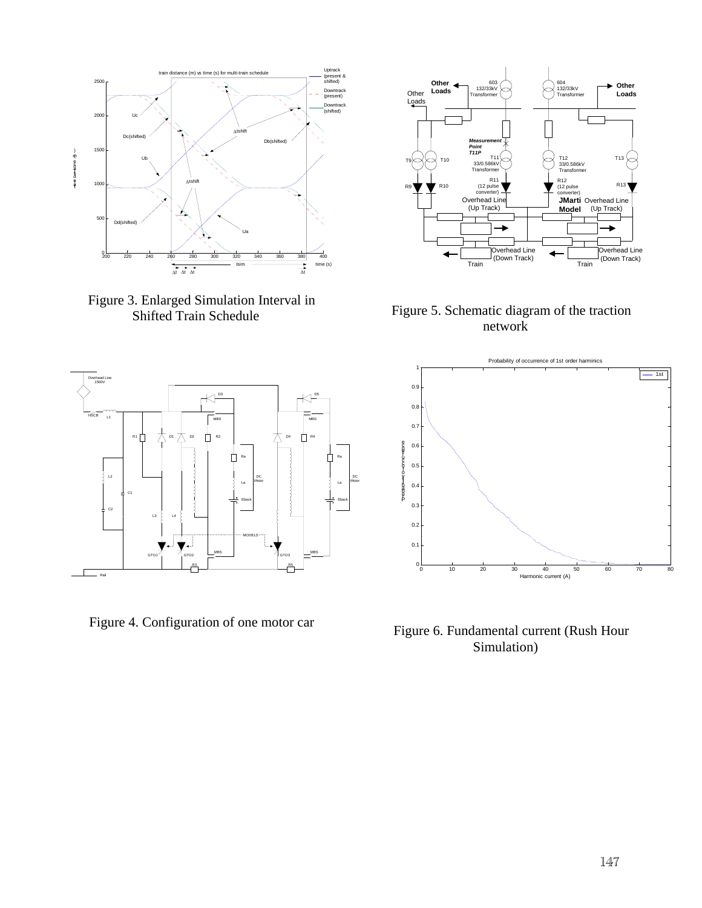Figure 3. Enlarged Simulation Interval in Shifted Train Schedule

Figure 5. Schematic diagram of the traction network

Figure 4. Configuration of one motor car

Figure 6. Fundamental current (Rush Hour Simulation)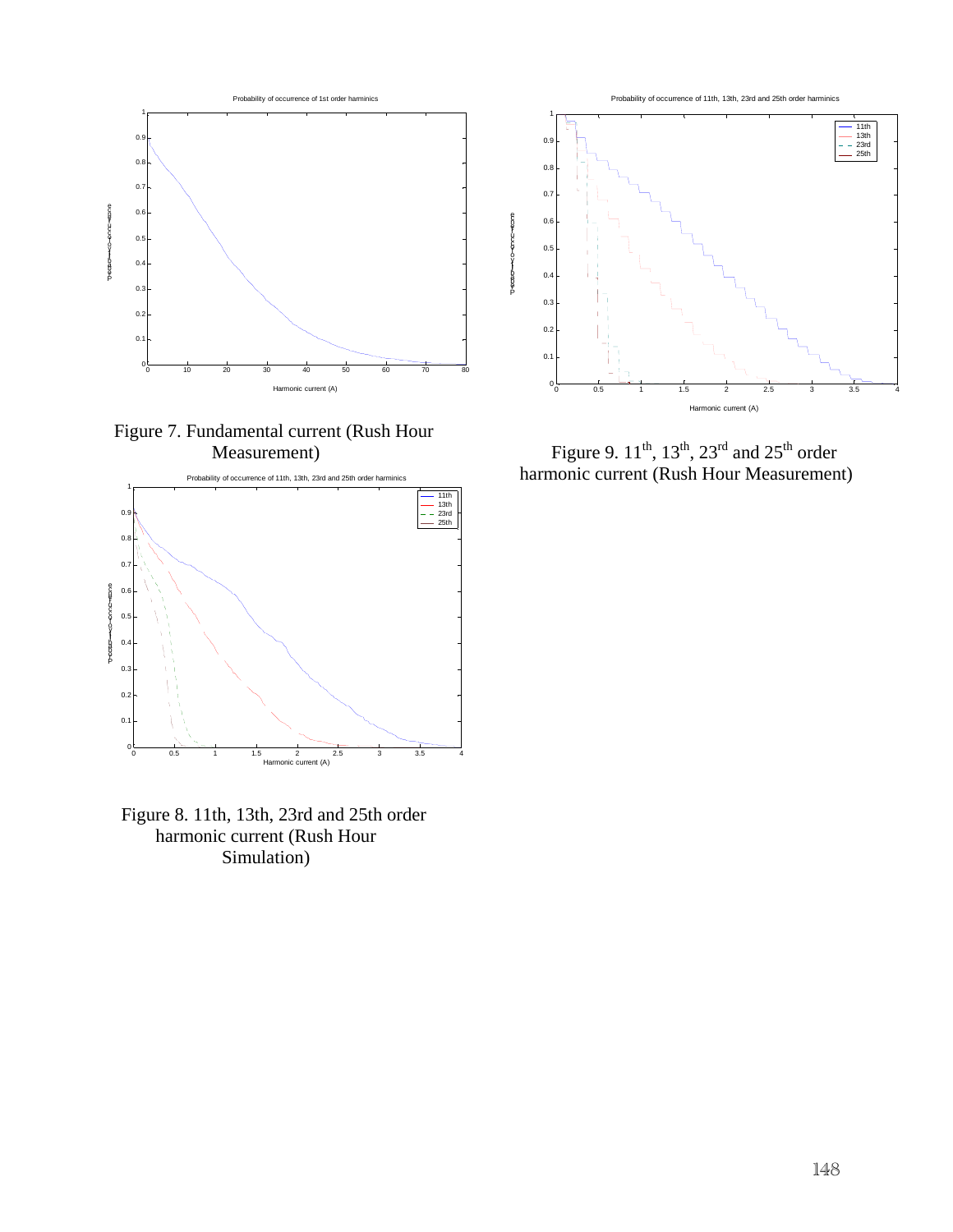Probability of occurrence of 1st order harminics

Harmonic current (A)

Figure 7. Fundamental current (Rush Hour Measurement)

Probability of occurrence of 11th, 13th, 23rd and 25th order harminics

11th
13th
23rd
25th

Harmonic current (A)

Figure 8. 11th, 13th, 23rd and 25th order harmonic current (Rush Hour Simulation)

Probability of occurrence of 11th, 13th, 23rd and 25th order harminics

11th
13th
23rd
25th

Harmonic current (A)

Figure 9. 11th, 13th, 23rd and 25th order harmonic current (Rush Hour Measurement)